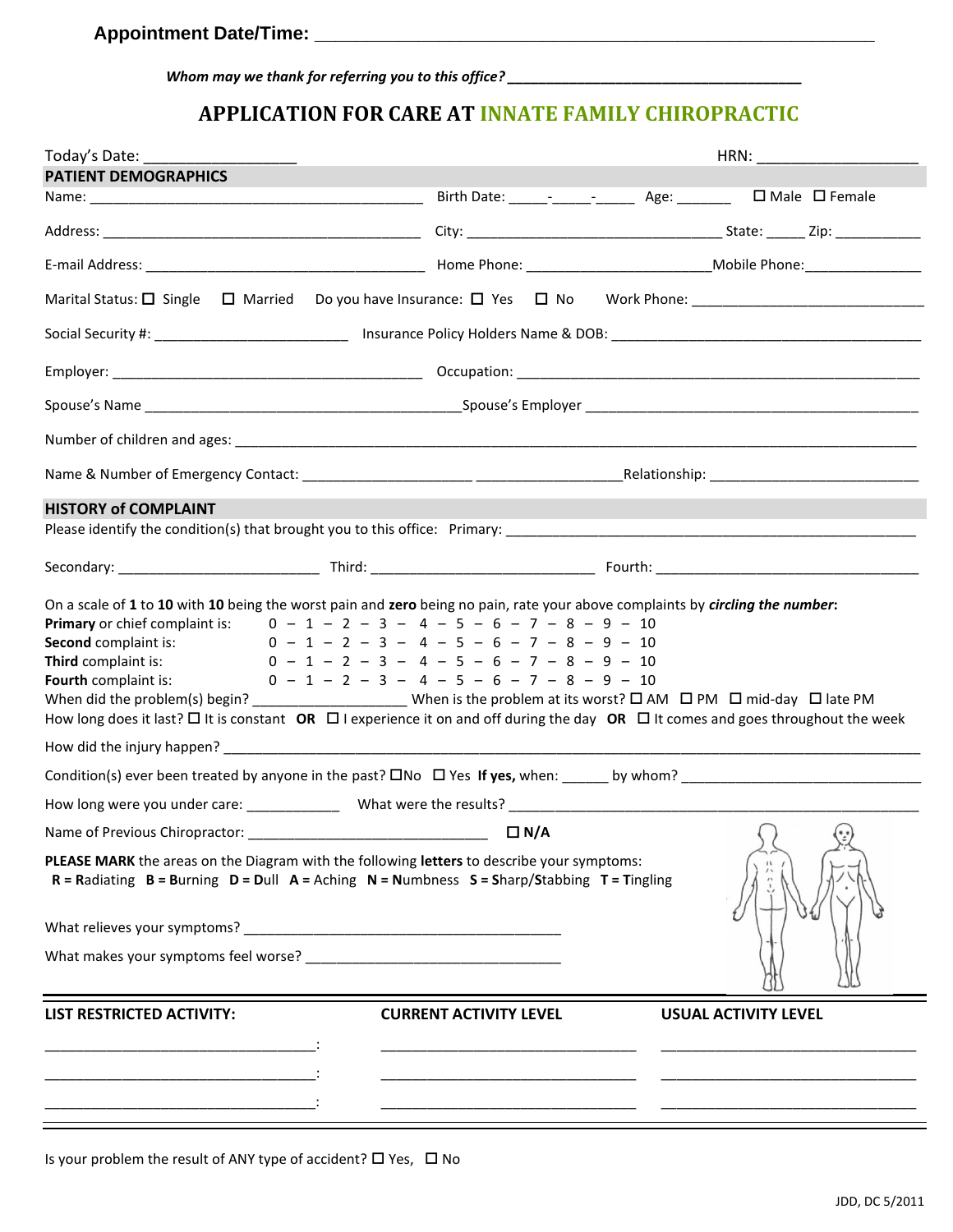**Appointment Date/Time:** ___________________________________________

***Whom may we thank for referring you to this office?*** ___________________________________

# APPLICATION FOR CARE AT INNATE FAMILY CHIROPRACTIC

Today's Date: __________________ HRN: ____________________

## PATIENT DEMOGRAPHICS

Name: ___________________________________________ Birth Date: _____-_____-_____ Age: _______ ☐ Male ☐ Female

Address: _________________________________________ City: ________________________________ State: _____ Zip: ___________

E-mail Address: ___________________________________ Home Phone: _______________________Mobile Phone:_______________

Marital Status: ☐ Single ☐ Married Do you have Insurance: ☐ Yes ☐ No Work Phone: _____________________________

Social Security #: _________________________ Insurance Policy Holders Name & DOB: ________________________________________

Employer: _______________________________________ Occupation: ___________________________________________________

Spouse's Name __________________________________________Spouse's Employer _____________________________________________

Number of children and ages: _______________________________________________________________________________________

Name & Number of Emergency Contact: _____________________ ___________________Relationship: ___________________________

## HISTORY of COMPLAINT

Please identify the condition(s) that brought you to this office: Primary: ______________________________________________________

Secondary: __________________________ Third: ____________________________ Fourth: ________________________________

On a scale of **1** to **10** with **10** being the worst pain and **zero** being no pain, rate your above complaints by ***circling the number*:**

**Primary** or chief complaint is: 0 – 1 – 2 – 3 – 4 – 5 – 6 – 7 – 8 – 9 – 10

**Second** complaint is: 0 – 1 – 2 – 3 – 4 – 5 – 6 – 7 – 8 – 9 – 10

**Third** complaint is: 0 – 1 – 2 – 3 – 4 – 5 – 6 – 7 – 8 – 9 – 10

**Fourth** complaint is: 0 – 1 – 2 – 3 – 4 – 5 – 6 – 7 – 8 – 9 – 10

When did the problem(s) begin? ___________________ When is the problem at its worst? ☐ AM ☐ PM ☐ mid-day ☐ late PM

How long does it last? ☐ It is constant **OR** ☐ I experience it on and off during the day **OR** ☐ It comes and goes throughout the week

How did the injury happen? _______________________________________________________________________________________

Condition(s) ever been treated by anyone in the past? ☐No ☐ Yes **If yes,** when: ______ by whom? ______________________________

How long were you under care: ____________ What were the results? ___________________________________________________

Name of Previous Chiropractor: ______________________________ **☐ N/A**

**PLEASE MARK** the areas on the Diagram with the following **letters** to describe your symptoms:
**R** = **R**adiating **B** = **B**urning **D** = **D**ull **A** = Aching **N** = **N**umbness **S** = **S**harp/**S**tabbing **T** = **T**ingling

What relieves your symptoms? _________________________________________

What makes your symptoms feel worse? _________________________________

| LIST RESTRICTED ACTIVITY: | CURRENT ACTIVITY LEVEL | USUAL ACTIVITY LEVEL |
|---|---|---|
| ___________________________________: | _________________________________ | _________________________________ |
| ___________________________________: | _________________________________ | _________________________________ |
| ___________________________________: | _________________________________ | _________________________________ |

Is your problem the result of ANY type of accident? ☐ Yes, ☐ No

JDD, DC 5/2011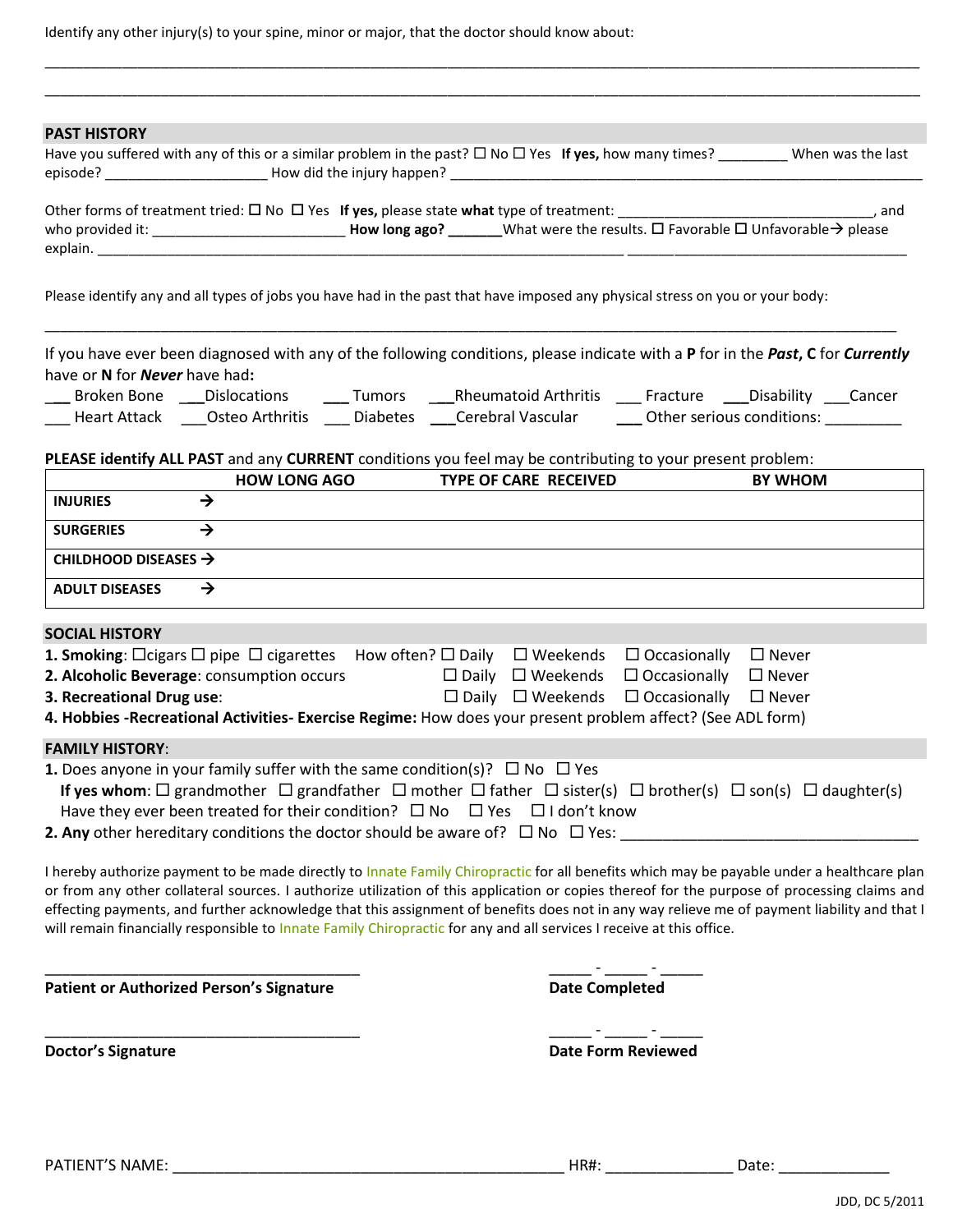Identify any other injury(s) to your spine, minor or major, that the doctor should know about:

______________________________________________________________________________________________

______________________________________________________________________________________________

## PAST HISTORY

Have you suffered with any of this or a similar problem in the past? ☐ No ☐ Yes **If yes,** how many times? _________ When was the last episode? ____________________ How did the injury happen? ______________________________________________________________

Other forms of treatment tried: ☐ No ☐ Yes **If yes,** please state **what** type of treatment: _________________________________, and who provided it: ________________________ **How long ago? _______** What were the results. ☐ Favorable ☐ Unfavorable→ please explain. ________________________________________________________________________ ___________________________________

Please identify any and all types of jobs you have had in the past that have imposed any physical stress on you or your body:

______________________________________________________________________________________________

If you have ever been diagnosed with any of the following conditions, please indicate with a **P** for in the ***Past***, **C** for ***Currently*** have or **N** for ***Never*** have had**:**

___ Broken Bone ___Dislocations ___ Tumors ___Rheumatoid Arthritis ___ Fracture ___Disability ___Cancer
___ Heart Attack ___Osteo Arthritis ___ Diabetes ___Cerebral Vascular ___ Other serious conditions: _________

**PLEASE identify ALL PAST** and any **CURRENT** conditions you feel may be contributing to your present problem:

| | HOW LONG AGO | TYPE OF CARE RECEIVED | BY WHOM |
|---|---|---|---|
| **INJURIES** → | | | |
| **SURGERIES** → | | | |
| **CHILDHOOD DISEASES** → | | | |
| **ADULT DISEASES** → | | | |

## SOCIAL HISTORY

**1. Smoking**: ☐cigars ☐ pipe ☐ cigarettes How often? ☐ Daily ☐ Weekends ☐ Occasionally ☐ Never
**2. Alcoholic Beverage**: consumption occurs ☐ Daily ☐ Weekends ☐ Occasionally ☐ Never
**3. Recreational Drug use**: ☐ Daily ☐ Weekends ☐ Occasionally ☐ Never
**4. Hobbies -Recreational Activities- Exercise Regime:** How does your present problem affect? (See ADL form)

## FAMILY HISTORY:

**1.** Does anyone in your family suffer with the same condition(s)? ☐ No ☐ Yes
**If yes whom**: ☐ grandmother ☐ grandfather ☐ mother ☐ father ☐ sister(s) ☐ brother(s) ☐ son(s) ☐ daughter(s)
Have they ever been treated for their condition? ☐ No ☐ Yes ☐ I don't know
**2. Any** other hereditary conditions the doctor should be aware of? ☐ No ☐ Yes: ___________________________________

I hereby authorize payment to be made directly to Innate Family Chiropractic for all benefits which may be payable under a healthcare plan or from any other collateral sources. I authorize utilization of this application or copies thereof for the purpose of processing claims and effecting payments, and further acknowledge that this assignment of benefits does not in any way relieve me of payment liability and that I will remain financially responsible to Innate Family Chiropractic for any and all services I receive at this office.

_____________________________________ _____ - _____ - _____
**Patient or Authorized Person's Signature** **Date Completed**

_____________________________________ _____ - _____ - _____
**Doctor's Signature** **Date Form Reviewed**

PATIENT'S NAME: ______________________________________________ HR#: _______________ Date: _____________

JDD, DC 5/2011